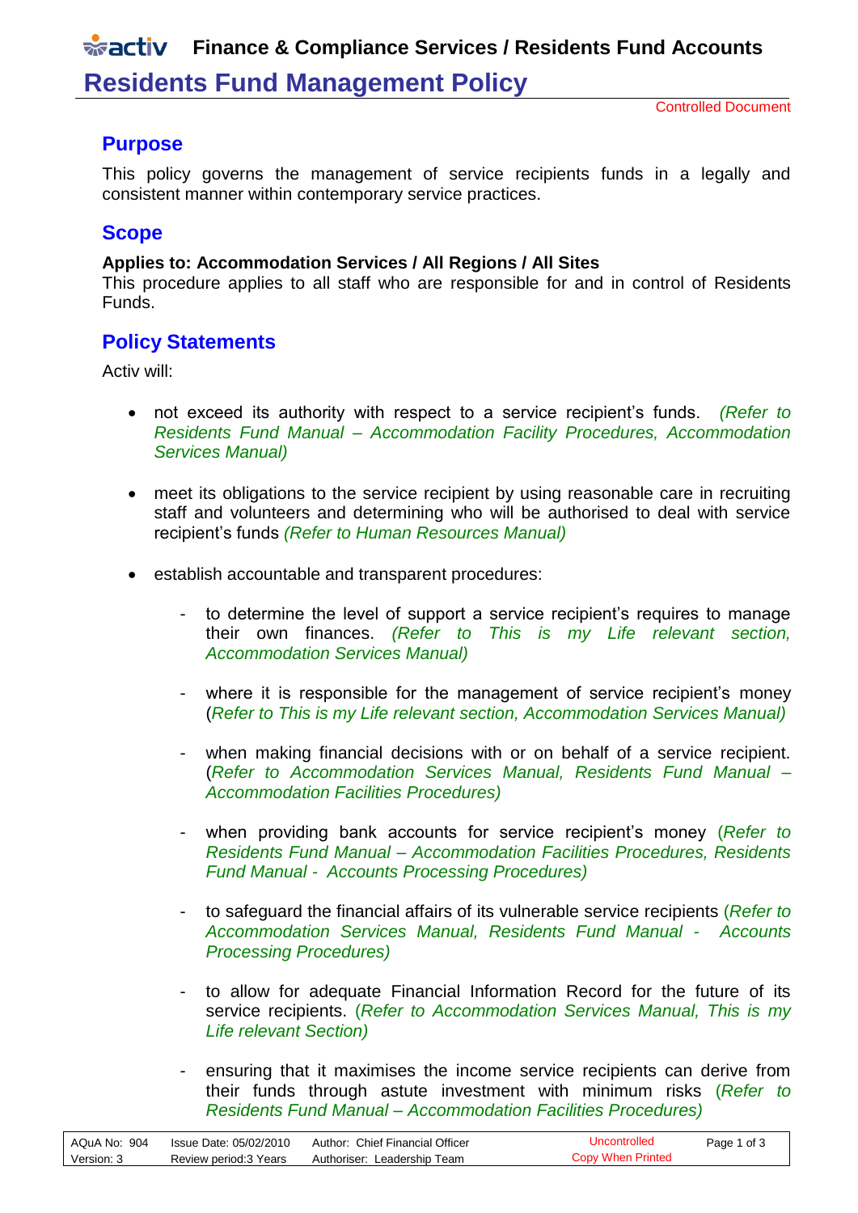# Residents Fund Management Policy

Controlled Document

## Purpose

This policy governs the management of service recipients funds in a legally and consistent manner within contemporary service practices.

## Scope

**Applies to: Accommodation Services / All Regions / All Sites**
This procedure applies to all staff who are responsible for and in control of Residents Funds.

## Policy Statements

Activ will:

- not exceed its authority with respect to a service recipient's funds. *(Refer to Residents Fund Manual – Accommodation Facility Procedures, Accommodation Services Manual)*
- meet its obligations to the service recipient by using reasonable care in recruiting staff and volunteers and determining who will be authorised to deal with service recipient's funds *(Refer to Human Resources Manual)*
- establish accountable and transparent procedures:
  - to determine the level of support a service recipient's requires to manage their own finances. *(Refer to This is my Life relevant section, Accommodation Services Manual)*
  - where it is responsible for the management of service recipient's money (*Refer to This is my Life relevant section, Accommodation Services Manual)*
  - when making financial decisions with or on behalf of a service recipient. (*Refer to Accommodation Services Manual, Residents Fund Manual – Accommodation Facilities Procedures)*
  - when providing bank accounts for service recipient's money (*Refer to Residents Fund Manual – Accommodation Facilities Procedures, Residents Fund Manual - Accounts Processing Procedures)*
  - to safeguard the financial affairs of its vulnerable service recipients (*Refer to Accommodation Services Manual, Residents Fund Manual - Accounts Processing Procedures)*
  - to allow for adequate Financial Information Record for the future of its service recipients. (*Refer to Accommodation Services Manual, This is my Life relevant Section)*
  - ensuring that it maximises the income service recipients can derive from their funds through astute investment with minimum risks (*Refer to Residents Fund Manual – Accommodation Facilities Procedures)*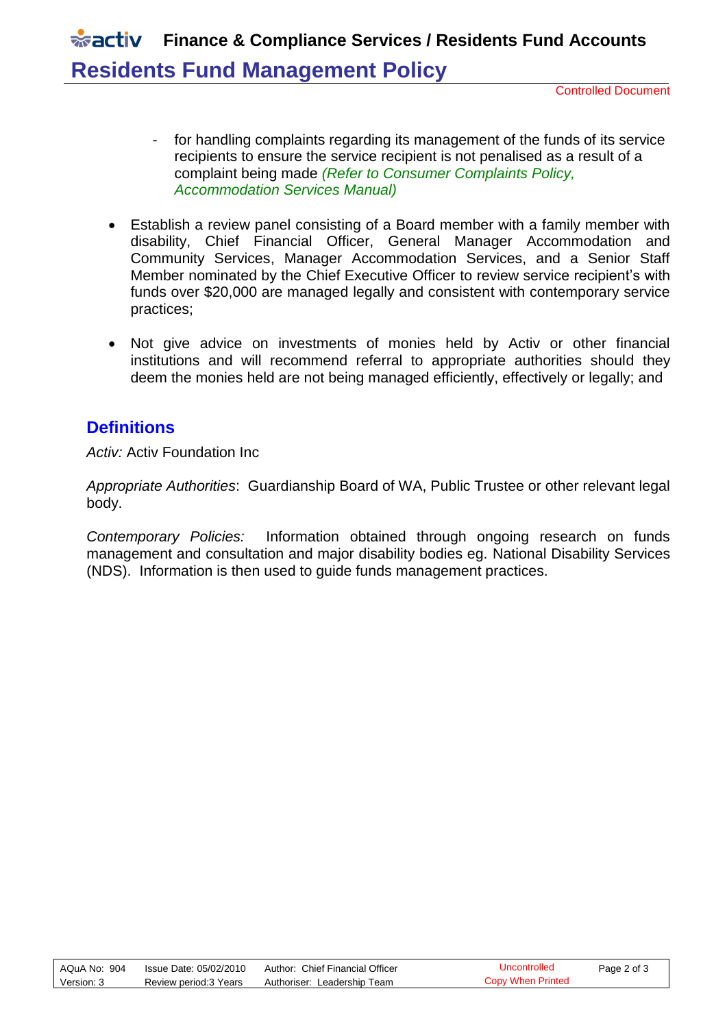- for handling complaints regarding its management of the funds of its service recipients to ensure the service recipient is not penalised as a result of a complaint being made *(Refer to Consumer Complaints Policy, Accommodation Services Manual)*

- Establish a review panel consisting of a Board member with a family member with disability, Chief Financial Officer, General Manager Accommodation and Community Services, Manager Accommodation Services, and a Senior Staff Member nominated by the Chief Executive Officer to review service recipient's with funds over $20,000 are managed legally and consistent with contemporary service practices;

- Not give advice on investments of monies held by Activ or other financial institutions and will recommend referral to appropriate authorities should they deem the monies held are not being managed efficiently, effectively or legally; and

## Definitions

*Activ:* Activ Foundation Inc

*Appropriate Authorities*: Guardianship Board of WA, Public Trustee or other relevant legal body.

*Contemporary Policies:* Information obtained through ongoing research on funds management and consultation and major disability bodies eg. National Disability Services (NDS). Information is then used to guide funds management practices.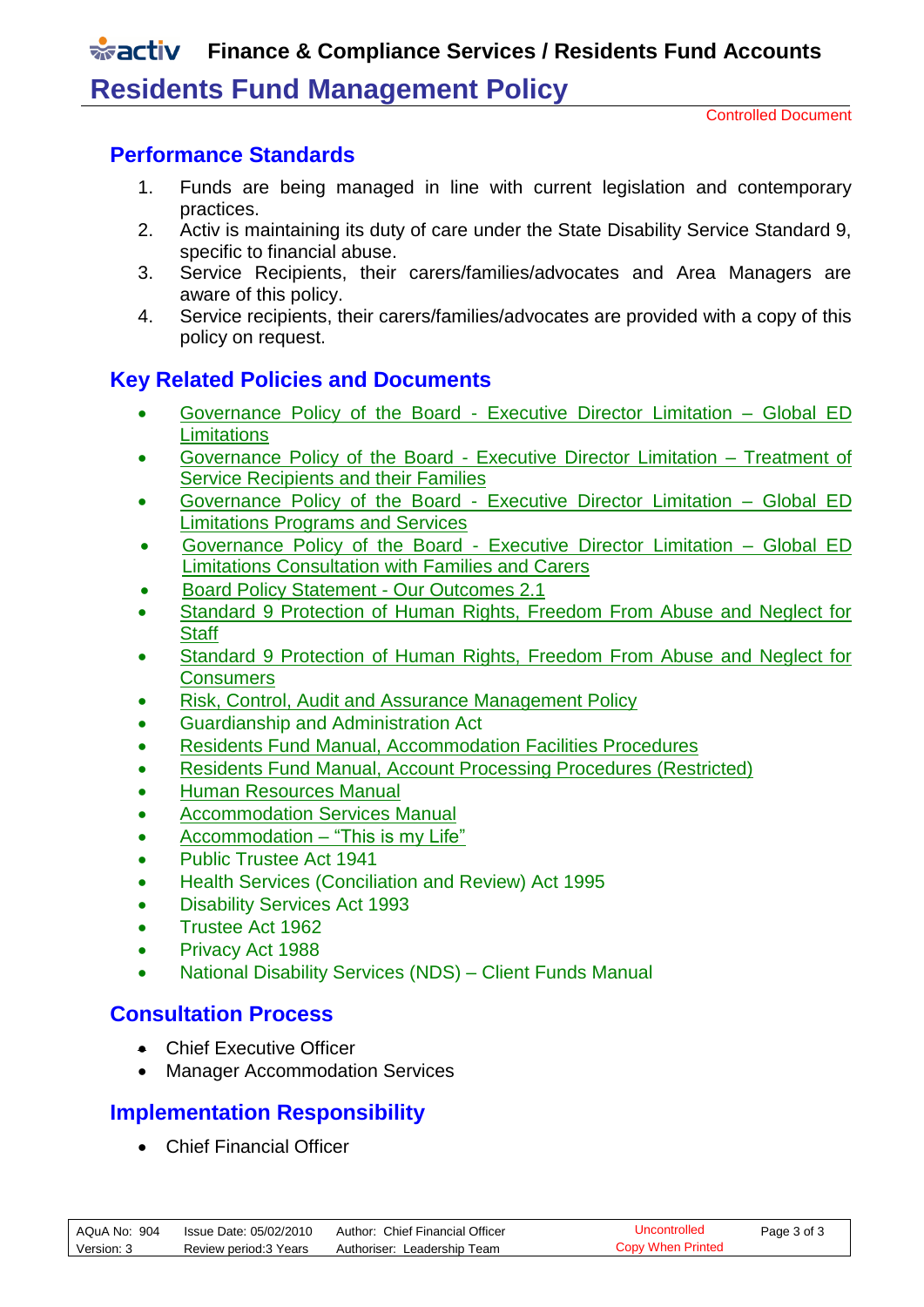## Performance Standards

1. Funds are being managed in line with current legislation and contemporary practices.
2. Activ is maintaining its duty of care under the State Disability Service Standard 9, specific to financial abuse.
3. Service Recipients, their carers/families/advocates and Area Managers are aware of this policy.
4. Service recipients, their carers/families/advocates are provided with a copy of this policy on request.

## Key Related Policies and Documents

- Governance Policy of the Board - Executive Director Limitation – Global ED Limitations
- Governance Policy of the Board - Executive Director Limitation – Treatment of Service Recipients and their Families
- Governance Policy of the Board - Executive Director Limitation – Global ED Limitations Programs and Services
- Governance Policy of the Board - Executive Director Limitation – Global ED Limitations Consultation with Families and Carers
- Board Policy Statement - Our Outcomes 2.1
- Standard 9 Protection of Human Rights, Freedom From Abuse and Neglect for Staff
- Standard 9 Protection of Human Rights, Freedom From Abuse and Neglect for Consumers
- Risk, Control, Audit and Assurance Management Policy
- Guardianship and Administration Act
- Residents Fund Manual, Accommodation Facilities Procedures
- Residents Fund Manual, Account Processing Procedures (Restricted)
- Human Resources Manual
- Accommodation Services Manual
- Accommodation – "This is my Life"
- Public Trustee Act 1941
- Health Services (Conciliation and Review) Act 1995
- Disability Services Act 1993
- Trustee Act 1962
- Privacy Act 1988
- National Disability Services (NDS) – Client Funds Manual

## Consultation Process

- Chief Executive Officer
- Manager Accommodation Services

## Implementation Responsibility

- Chief Financial Officer

| | | | | |
|---|---|---|---|---|
| AQuA No: 904 | Issue Date: 05/02/2010 | Author: Chief Financial Officer | Uncontrolled | |
| Version: 3 | Review period:3 Years | Authoriser: Leadership Team | Copy When Printed | |